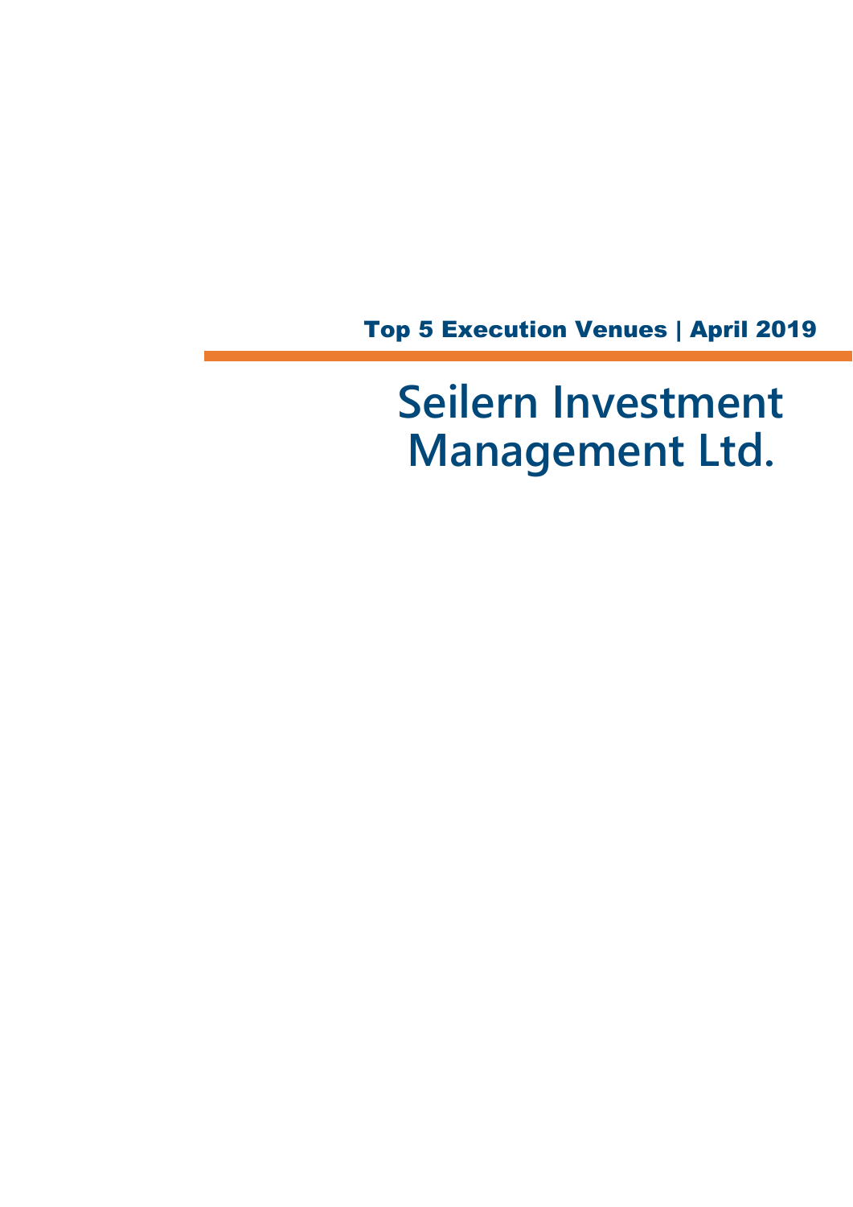Top 5 Execution Venues | April 2019

# Seilern Investment Management Ltd.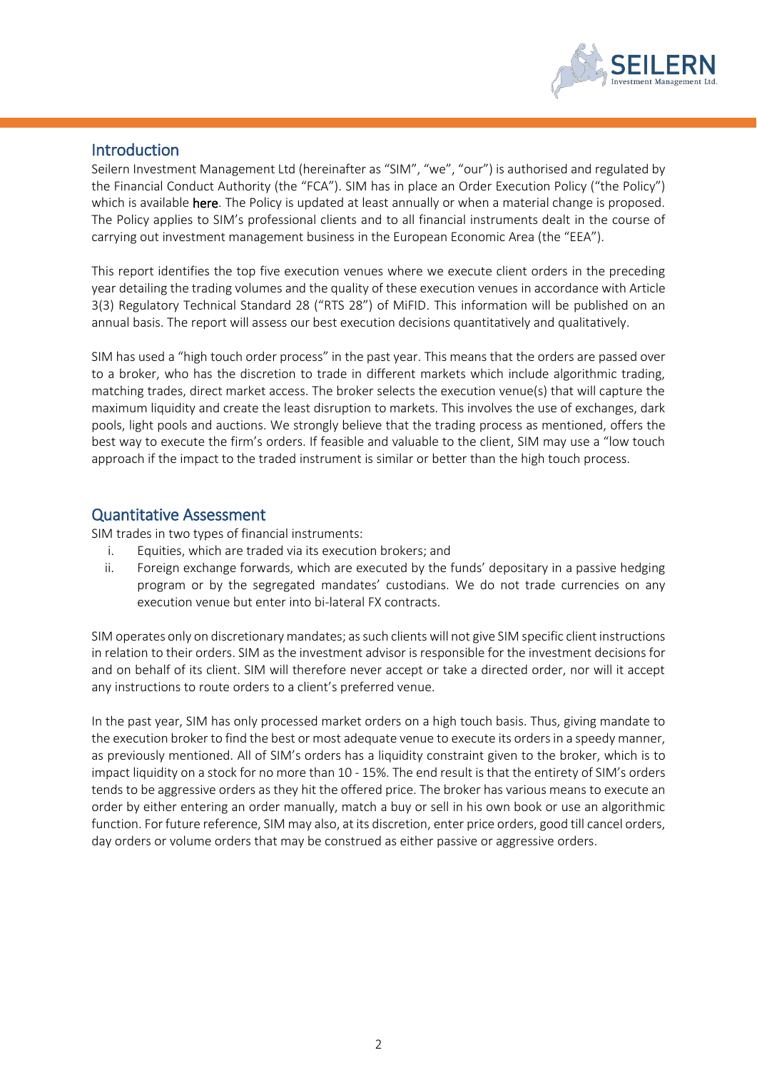## Introduction

Seilern Investment Management Ltd (hereinafter as "SIM", "we", "our") is authorised and regulated by the Financial Conduct Authority (the "FCA"). SIM has in place an Order Execution Policy ("the Policy") which is available **here**. The Policy is updated at least annually or when a material change is proposed. The Policy applies to SIM's professional clients and to all financial instruments dealt in the course of carrying out investment management business in the European Economic Area (the "EEA").

This report identifies the top five execution venues where we execute client orders in the preceding year detailing the trading volumes and the quality of these execution venues in accordance with Article 3(3) Regulatory Technical Standard 28 ("RTS 28") of MiFID. This information will be published on an annual basis. The report will assess our best execution decisions quantitatively and qualitatively.

SIM has used a "high touch order process" in the past year. This means that the orders are passed over to a broker, who has the discretion to trade in different markets which include algorithmic trading, matching trades, direct market access. The broker selects the execution venue(s) that will capture the maximum liquidity and create the least disruption to markets. This involves the use of exchanges, dark pools, light pools and auctions. We strongly believe that the trading process as mentioned, offers the best way to execute the firm's orders. If feasible and valuable to the client, SIM may use a "low touch approach if the impact to the traded instrument is similar or better than the high touch process.

## Quantitative Assessment

SIM trades in two types of financial instruments:

i. Equities, which are traded via its execution brokers; and
ii. Foreign exchange forwards, which are executed by the funds' depositary in a passive hedging program or by the segregated mandates' custodians. We do not trade currencies on any execution venue but enter into bi-lateral FX contracts.

SIM operates only on discretionary mandates; as such clients will not give SIM specific client instructions in relation to their orders. SIM as the investment advisor is responsible for the investment decisions for and on behalf of its client. SIM will therefore never accept or take a directed order, nor will it accept any instructions to route orders to a client's preferred venue.

In the past year, SIM has only processed market orders on a high touch basis. Thus, giving mandate to the execution broker to find the best or most adequate venue to execute its orders in a speedy manner, as previously mentioned. All of SIM's orders has a liquidity constraint given to the broker, which is to impact liquidity on a stock for no more than 10 - 15%. The end result is that the entirety of SIM's orders tends to be aggressive orders as they hit the offered price. The broker has various means to execute an order by either entering an order manually, match a buy or sell in his own book or use an algorithmic function. For future reference, SIM may also, at its discretion, enter price orders, good till cancel orders, day orders or volume orders that may be construed as either passive or aggressive orders.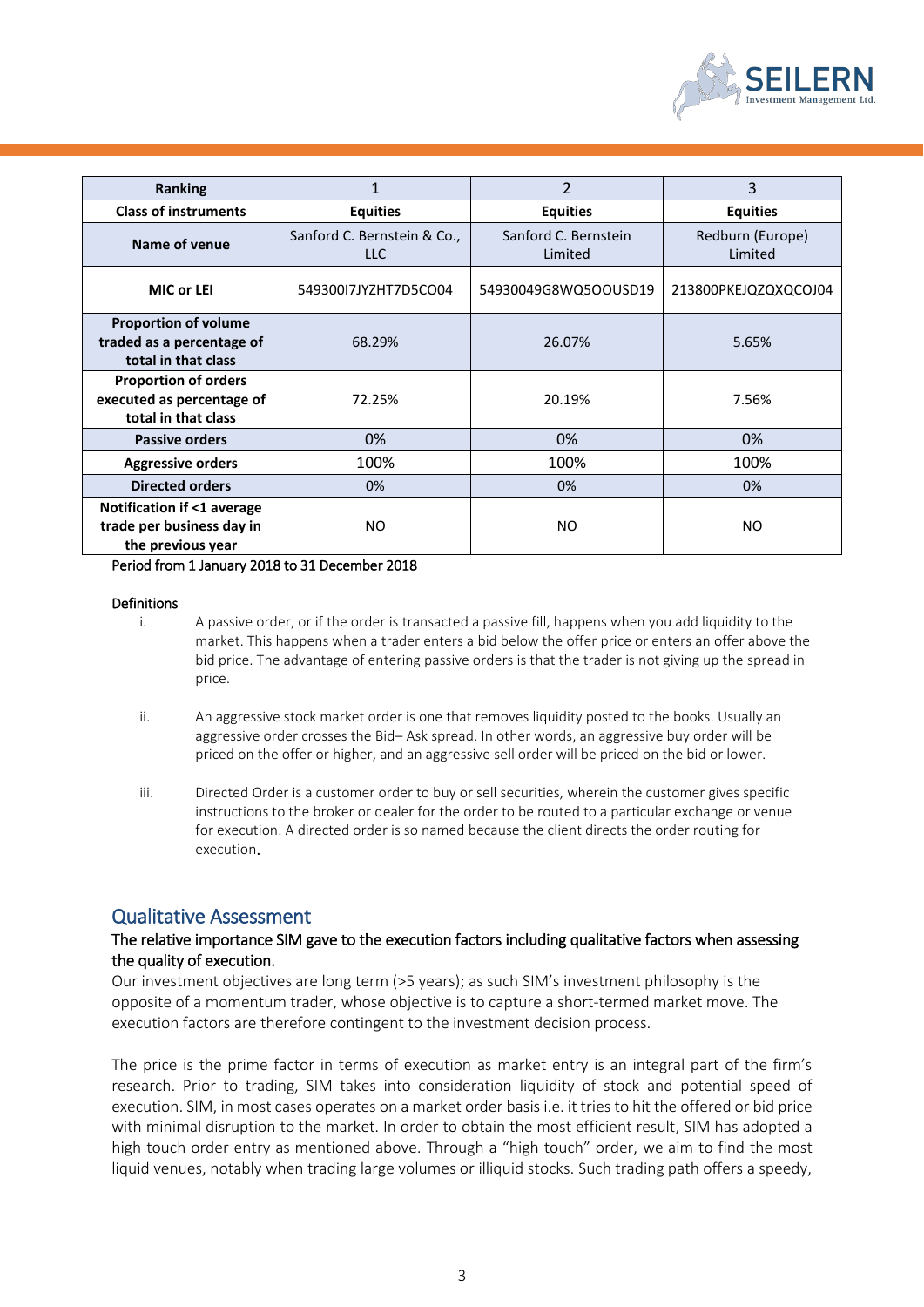| Ranking | 1 | 2 | 3 |
|---|---|---|---|
| **Class of instruments** | **Equities** | **Equities** | **Equities** |
| **Name of venue** | Sanford C. Bernstein & Co., LLC | Sanford C. Bernstein Limited | Redburn (Europe) Limited |
| **MIC or LEI** | 549300I7JYZHT7D5CO04 | 54930049G8WQ5OOUSD19 | 213800PKEJQZQXQCOJ04 |
| **Proportion of volume traded as a percentage of total in that class** | 68.29% | 26.07% | 5.65% |
| **Proportion of orders executed as percentage of total in that class** | 72.25% | 20.19% | 7.56% |
| **Passive orders** | 0% | 0% | 0% |
| **Aggressive orders** | 100% | 100% | 100% |
| **Directed orders** | 0% | 0% | 0% |
| **Notification if <1 average trade per business day in the previous year** | NO | NO | NO |

Period from 1 January 2018 to 31 December 2018

Definitions

i. A passive order, or if the order is transacted a passive fill, happens when you add liquidity to the market. This happens when a trader enters a bid below the offer price or enters an offer above the bid price. The advantage of entering passive orders is that the trader is not giving up the spread in price.

ii. An aggressive stock market order is one that removes liquidity posted to the books. Usually an aggressive order crosses the Bid– Ask spread. In other words, an aggressive buy order will be priced on the offer or higher, and an aggressive sell order will be priced on the bid or lower.

iii. Directed Order is a customer order to buy or sell securities, wherein the customer gives specific instructions to the broker or dealer for the order to be routed to a particular exchange or venue for execution. A directed order is so named because the client directs the order routing for execution.

## Qualitative Assessment

### The relative importance SIM gave to the execution factors including qualitative factors when assessing the quality of execution.

Our investment objectives are long term (>5 years); as such SIM's investment philosophy is the opposite of a momentum trader, whose objective is to capture a short-termed market move. The execution factors are therefore contingent to the investment decision process.

The price is the prime factor in terms of execution as market entry is an integral part of the firm's research. Prior to trading, SIM takes into consideration liquidity of stock and potential speed of execution. SIM, in most cases operates on a market order basis i.e. it tries to hit the offered or bid price with minimal disruption to the market. In order to obtain the most efficient result, SIM has adopted a high touch order entry as mentioned above. Through a "high touch" order, we aim to find the most liquid venues, notably when trading large volumes or illiquid stocks. Such trading path offers a speedy,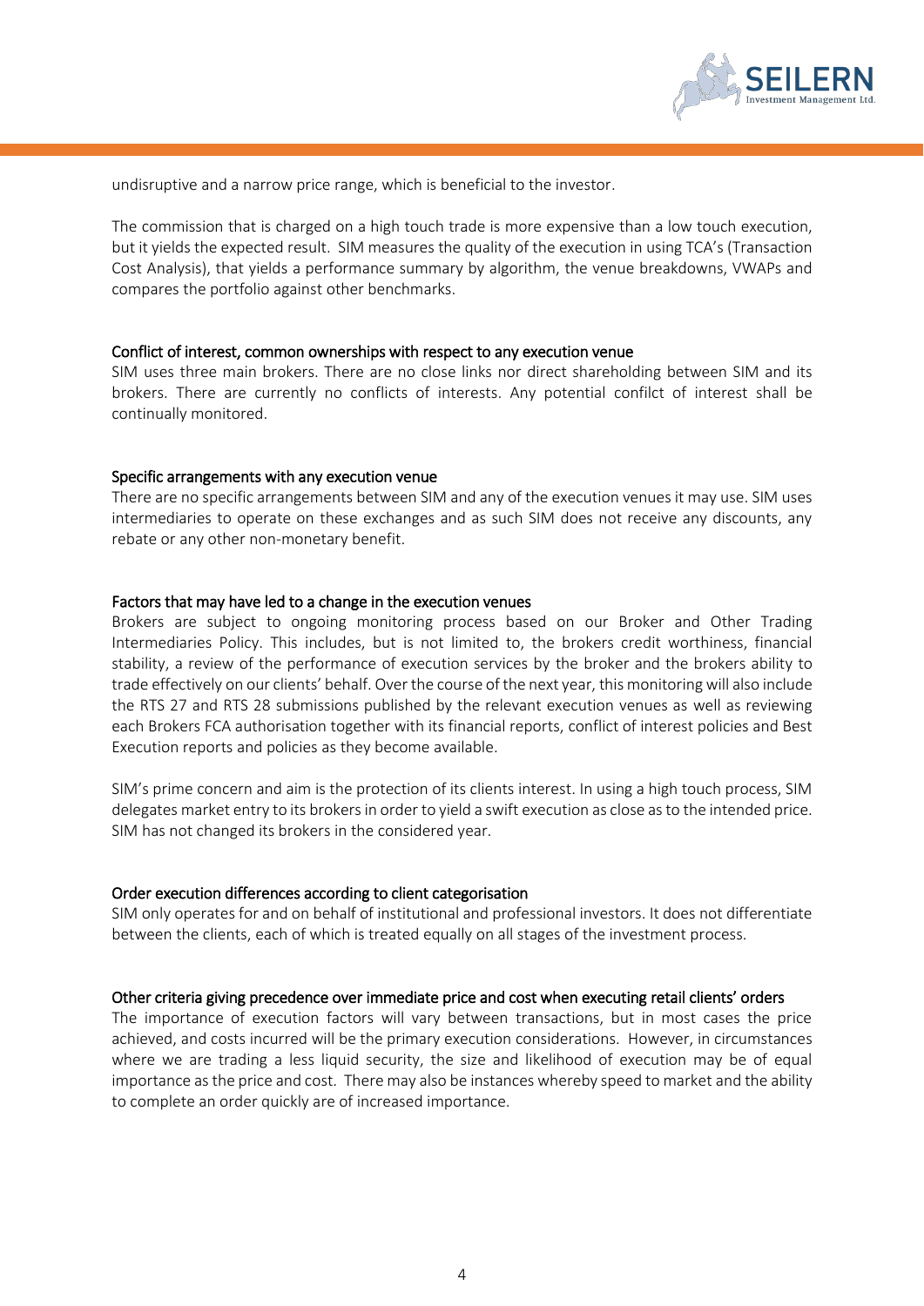undisruptive and a narrow price range, which is beneficial to the investor.

The commission that is charged on a high touch trade is more expensive than a low touch execution, but it yields the expected result. SIM measures the quality of the execution in using TCA's (Transaction Cost Analysis), that yields a performance summary by algorithm, the venue breakdowns, VWAPs and compares the portfolio against other benchmarks.

### Conflict of interest, common ownerships with respect to any execution venue

SIM uses three main brokers. There are no close links nor direct shareholding between SIM and its brokers. There are currently no conflicts of interests. Any potential confilct of interest shall be continually monitored.

### Specific arrangements with any execution venue

There are no specific arrangements between SIM and any of the execution venues it may use. SIM uses intermediaries to operate on these exchanges and as such SIM does not receive any discounts, any rebate or any other non-monetary benefit.

### Factors that may have led to a change in the execution venues

Brokers are subject to ongoing monitoring process based on our Broker and Other Trading Intermediaries Policy. This includes, but is not limited to, the brokers credit worthiness, financial stability, a review of the performance of execution services by the broker and the brokers ability to trade effectively on our clients' behalf. Over the course of the next year, this monitoring will also include the RTS 27 and RTS 28 submissions published by the relevant execution venues as well as reviewing each Brokers FCA authorisation together with its financial reports, conflict of interest policies and Best Execution reports and policies as they become available.

SIM's prime concern and aim is the protection of its clients interest. In using a high touch process, SIM delegates market entry to its brokers in order to yield a swift execution as close as to the intended price. SIM has not changed its brokers in the considered year.

### Order execution differences according to client categorisation

SIM only operates for and on behalf of institutional and professional investors. It does not differentiate between the clients, each of which is treated equally on all stages of the investment process.

### Other criteria giving precedence over immediate price and cost when executing retail clients' orders

The importance of execution factors will vary between transactions, but in most cases the price achieved, and costs incurred will be the primary execution considerations. However, in circumstances where we are trading a less liquid security, the size and likelihood of execution may be of equal importance as the price and cost. There may also be instances whereby speed to market and the ability to complete an order quickly are of increased importance.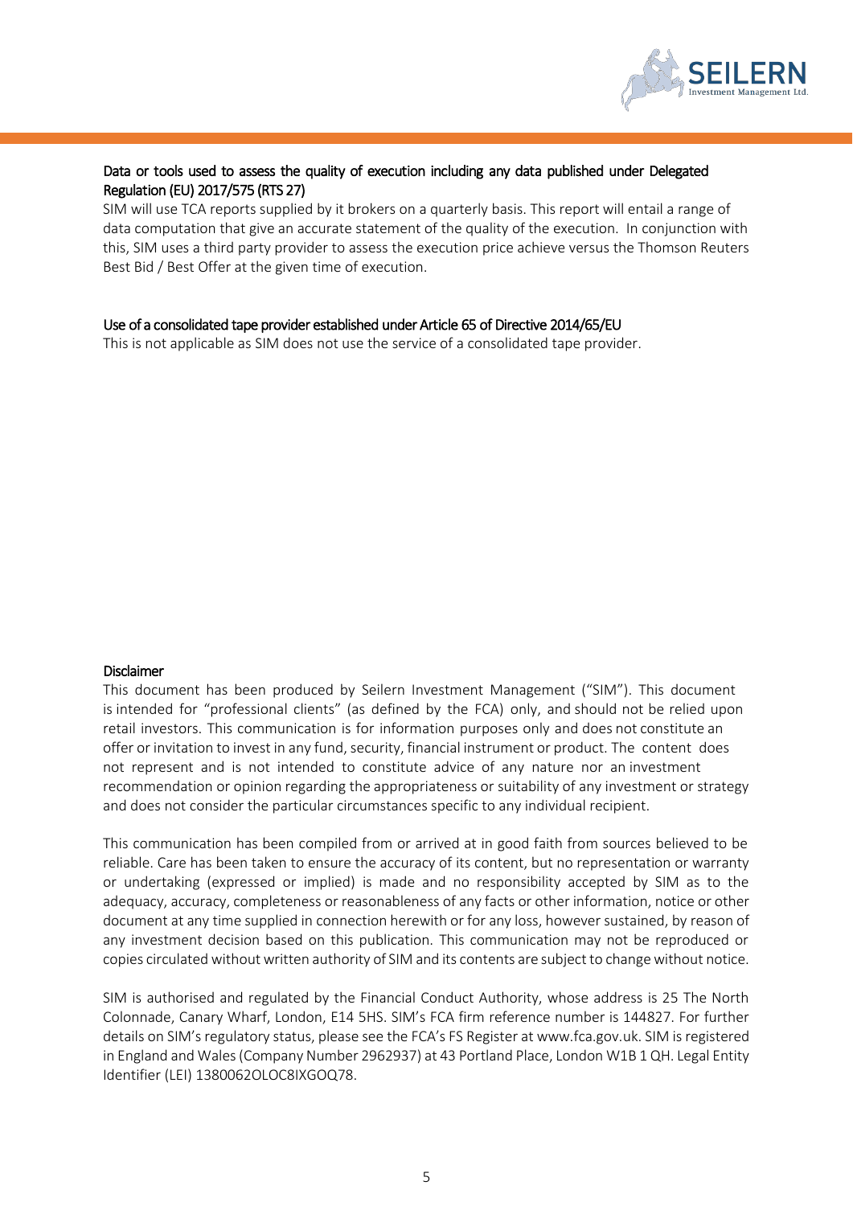### Data or tools used to assess the quality of execution including any data published under Delegated Regulation (EU) 2017/575 (RTS 27)

SIM will use TCA reports supplied by it brokers on a quarterly basis. This report will entail a range of data computation that give an accurate statement of the quality of the execution. In conjunction with this, SIM uses a third party provider to assess the execution price achieve versus the Thomson Reuters Best Bid / Best Offer at the given time of execution.

### Use of a consolidated tape provider established under Article 65 of Directive 2014/65/EU

This is not applicable as SIM does not use the service of a consolidated tape provider.

### Disclaimer

This document has been produced by Seilern Investment Management ("SIM"). This document is intended for "professional clients" (as defined by the FCA) only, and should not be relied upon retail investors. This communication is for information purposes only and does not constitute an offer or invitation to invest in any fund, security, financial instrument or product. The content does not represent and is not intended to constitute advice of any nature nor an investment recommendation or opinion regarding the appropriateness or suitability of any investment or strategy and does not consider the particular circumstances specific to any individual recipient.

This communication has been compiled from or arrived at in good faith from sources believed to be reliable. Care has been taken to ensure the accuracy of its content, but no representation or warranty or undertaking (expressed or implied) is made and no responsibility accepted by SIM as to the adequacy, accuracy, completeness or reasonableness of any facts or other information, notice or other document at any time supplied in connection herewith or for any loss, however sustained, by reason of any investment decision based on this publication. This communication may not be reproduced or copies circulated without written authority of SIM and its contents are subject to change without notice.

SIM is authorised and regulated by the Financial Conduct Authority, whose address is 25 The North Colonnade, Canary Wharf, London, E14 5HS. SIM's FCA firm reference number is 144827. For further details on SIM's regulatory status, please see the FCA's FS Register at www.fca.gov.uk. SIM is registered in England and Wales (Company Number 2962937) at 43 Portland Place, London W1B 1 QH. Legal Entity Identifier (LEI) 1380062OLOC8IXGOQ78.